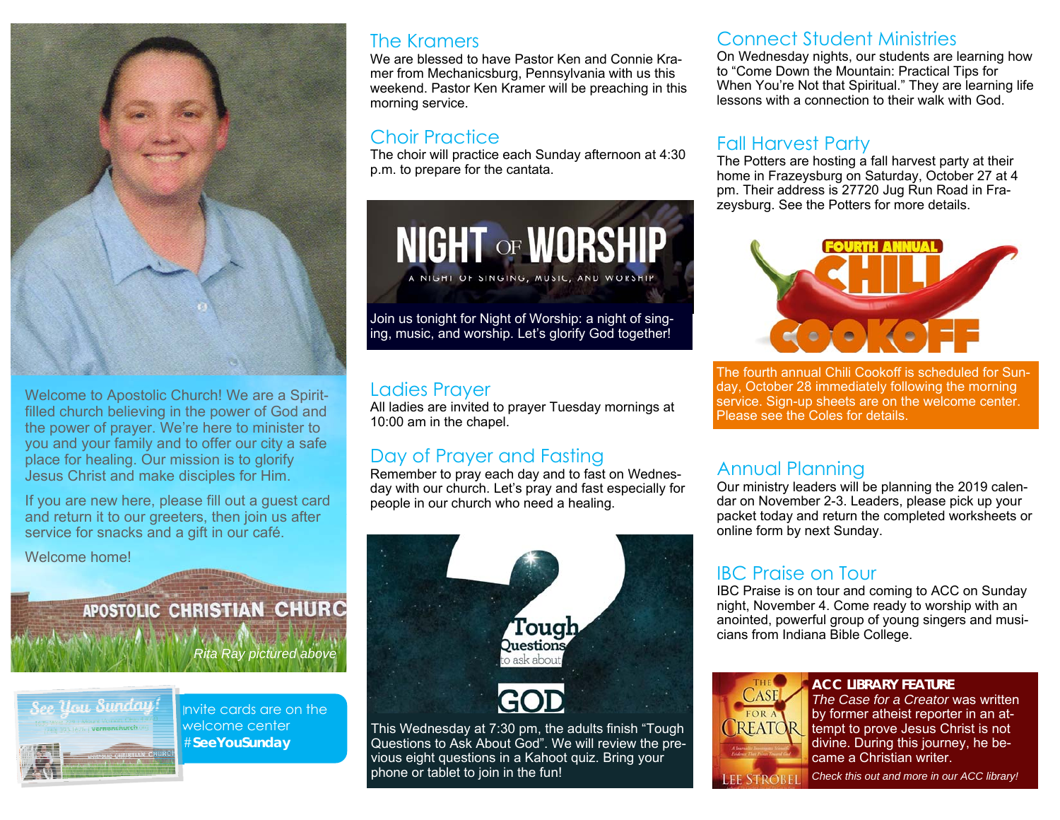Welcome to Apostolic Church! We are a Spirit-filled church believing in the power of God and the power of prayer. We're here to minister to you and your family and to offer our city a safe place for healing. Our mission is to glorify Jesus Christ and make disciples for Him.

If you are new here, please fill out a guest card and return it to our greeters, then join us after service for snacks and a gift in our café.

Welcome home!

APOSTOLIC CHRISTIAN CHURC

*Rita Ray pictured above*

Invite cards are on the welcome center #**SeeYouSunday**

## The Kramers

We are blessed to have Pastor Ken and Connie Kramer from Mechanicsburg, Pennsylvania with us this weekend. Pastor Ken Kramer will be preaching in this morning service.

## Choir Practice

The choir will practice each Sunday afternoon at 4:30 p.m. to prepare for the cantata.

## NIGHT OF WORSHIP

A NIGHT OF SINGING, MUSIC, AND WORSHIP

Join us tonight for Night of Worship: a night of singing, music, and worship. Let's glorify God together!

## Ladies Prayer

All ladies are invited to prayer Tuesday mornings at 10:00 am in the chapel.

## Day of Prayer and Fasting

Remember to pray each day and to fast on Wednesday with our church. Let's pray and fast especially for people in our church who need a healing.

## Tough Questions to ask about GOD

This Wednesday at 7:30 pm, the adults finish "Tough Questions to Ask About God". We will review the previous eight questions in a Kahoot quiz. Bring your phone or tablet to join in the fun!

## Connect Student Ministries

On Wednesday nights, our students are learning how to "Come Down the Mountain: Practical Tips for When You're Not that Spiritual." They are learning life lessons with a connection to their walk with God.

## Fall Harvest Party

The Potters are hosting a fall harvest party at their home in Frazeysburg on Saturday, October 27 at 4 pm. Their address is 27720 Jug Run Road in Frazeysburg. See the Potters for more details.

## FOURTH ANNUAL CHILI COOKOFF

The fourth annual Chili Cookoff is scheduled for Sunday, October 28 immediately following the morning service. Sign-up sheets are on the welcome center. Please see the Coles for details.

## Annual Planning

Our ministry leaders will be planning the 2019 calendar on November 2-3. Leaders, please pick up your packet today and return the completed worksheets or online form by next Sunday.

## IBC Praise on Tour

IBC Praise is on tour and coming to ACC on Sunday night, November 4. Come ready to worship with an anointed, powerful group of young singers and musicians from Indiana Bible College.

## ACC LIBRARY FEATURE

*The Case for a Creator* was written by former atheist reporter in an attempt to prove Jesus Christ is not divine. During this journey, he became a Christian writer.

*Check this out and more in our ACC library!*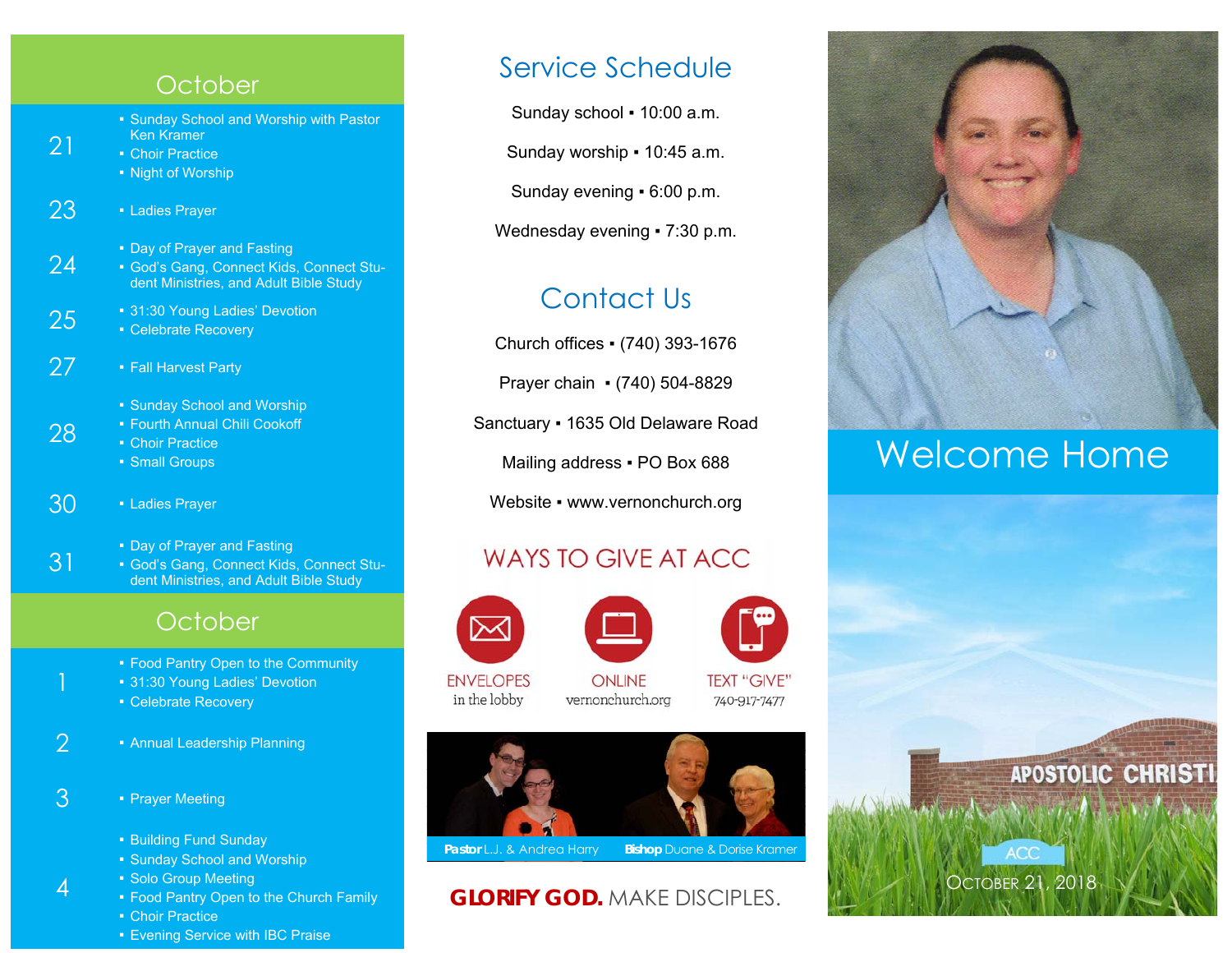## October

| | |
|---|---|
| 21 | ▪ Sunday School and Worship with Pastor Ken Kramer<br>▪ Choir Practice<br>▪ Night of Worship |
| 23 | ▪ Ladies Prayer |
| 24 | ▪ Day of Prayer and Fasting<br>▪ God's Gang, Connect Kids, Connect Student Ministries, and Adult Bible Study |
| 25 | ▪ 31:30 Young Ladies' Devotion<br>▪ Celebrate Recovery |
| 27 | ▪ Fall Harvest Party |
| 28 | ▪ Sunday School and Worship<br>▪ Fourth Annual Chili Cookoff<br>▪ Choir Practice<br>▪ Small Groups |
| 30 | ▪ Ladies Prayer |
| 31 | ▪ Day of Prayer and Fasting<br>▪ God's Gang, Connect Kids, Connect Student Ministries, and Adult Bible Study |

## October

| | |
|---|---|
| 1 | ▪ Food Pantry Open to the Community<br>▪ 31:30 Young Ladies' Devotion<br>▪ Celebrate Recovery |
| 2 | ▪ Annual Leadership Planning |
| 3 | ▪ Prayer Meeting |
| 4 | ▪ Building Fund Sunday<br>▪ Sunday School and Worship<br>▪ Solo Group Meeting<br>▪ Food Pantry Open to the Church Family<br>▪ Choir Practice<br>▪ Evening Service with IBC Praise |

## Service Schedule

Sunday school ▪ 10:00 a.m.

Sunday worship ▪ 10:45 a.m.

Sunday evening ▪ 6:00 p.m.

Wednesday evening ▪ 7:30 p.m.

## Contact Us

Church offices ▪ (740) 393-1676

Prayer chain ▪ (740) 504-8829

Sanctuary ▪ 1635 Old Delaware Road

Mailing address ▪ PO Box 688

Website ▪ www.vernonchurch.org

## WAYS TO GIVE AT ACC

ENVELOPES
in the lobby

ONLINE
vernonchurch.org

TEXT "GIVE"
740-917-7477

**Pastor** L.J. & Andrea Harry **Bishop** Duane & Dorise Kramer

**GLORIFY GOD.** MAKE DISCIPLES.

# Welcome Home

APOSTOLIC CHRISTI

ACC

October 21, 2018